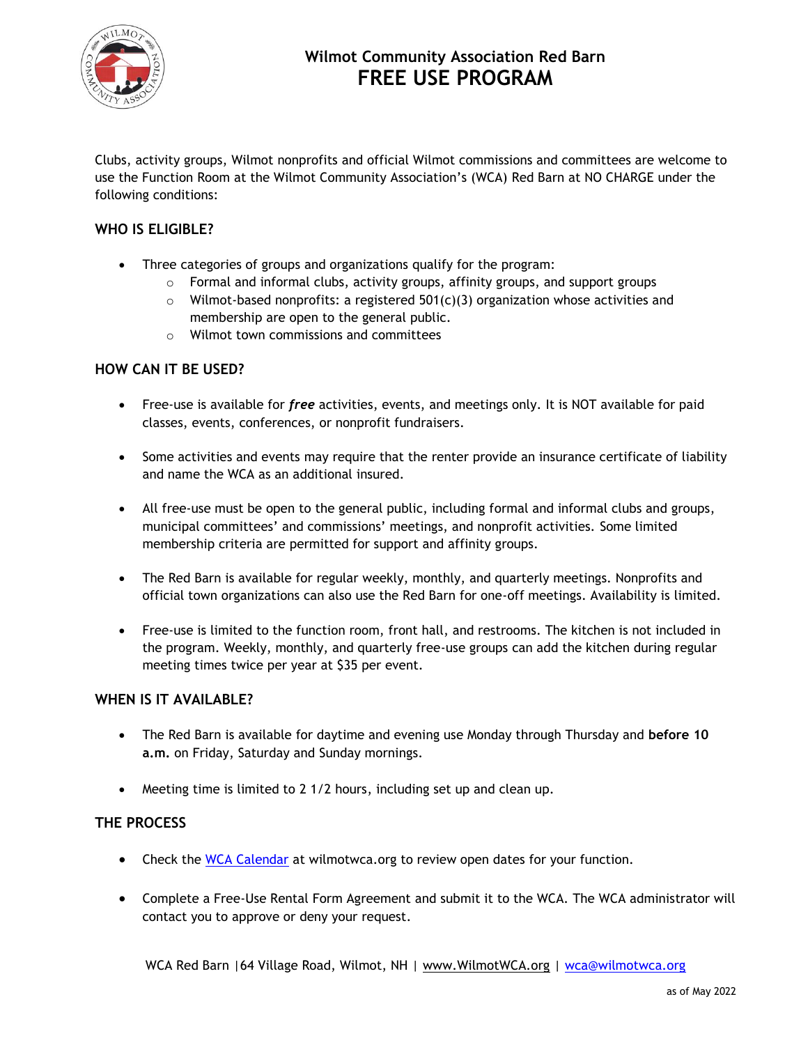# Wilmot Community Association Red Barn
# FREE USE PROGRAM

Clubs, activity groups, Wilmot nonprofits and official Wilmot commissions and committees are welcome to use the Function Room at the Wilmot Community Association's (WCA) Red Barn at NO CHARGE under the following conditions:

## WHO IS ELIGIBLE?

- Three categories of groups and organizations qualify for the program:
  - Formal and informal clubs, activity groups, affinity groups, and support groups
  - Wilmot-based nonprofits: a registered 501(c)(3) organization whose activities and membership are open to the general public.
  - Wilmot town commissions and committees

## HOW CAN IT BE USED?

- Free-use is available for ***free*** activities, events, and meetings only. It is NOT available for paid classes, events, conferences, or nonprofit fundraisers.
- Some activities and events may require that the renter provide an insurance certificate of liability and name the WCA as an additional insured.
- All free-use must be open to the general public, including formal and informal clubs and groups, municipal committees' and commissions' meetings, and nonprofit activities. Some limited membership criteria are permitted for support and affinity groups.
- The Red Barn is available for regular weekly, monthly, and quarterly meetings. Nonprofits and official town organizations can also use the Red Barn for one-off meetings. Availability is limited.
- Free-use is limited to the function room, front hall, and restrooms. The kitchen is not included in the program. Weekly, monthly, and quarterly free-use groups can add the kitchen during regular meeting times twice per year at $35 per event.

## WHEN IS IT AVAILABLE?

- The Red Barn is available for daytime and evening use Monday through Thursday and **before 10 a.m.** on Friday, Saturday and Sunday mornings.
- Meeting time is limited to 2 1/2 hours, including set up and clean up.

## THE PROCESS

- Check the [WCA Calendar](https://wilmotwca.org) at wilmotwca.org to review open dates for your function.
- Complete a Free-Use Rental Form Agreement and submit it to the WCA. The WCA administrator will contact you to approve or deny your request.

WCA Red Barn | 64 Village Road, Wilmot, NH | www.WilmotWCA.org | wca@wilmotwca.org

as of May 2022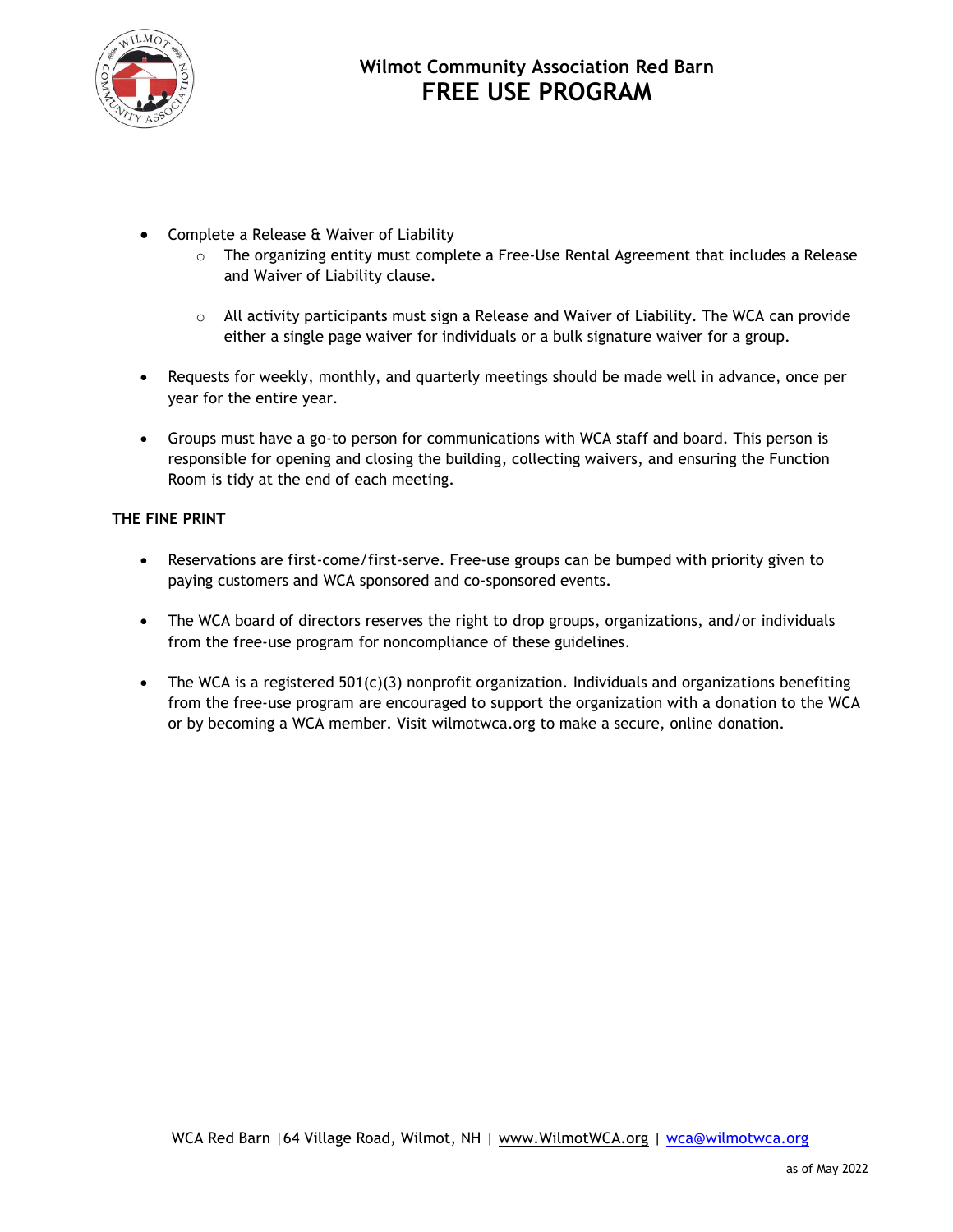- Complete a Release & Waiver of Liability
  - The organizing entity must complete a Free-Use Rental Agreement that includes a Release and Waiver of Liability clause.
  - All activity participants must sign a Release and Waiver of Liability. The WCA can provide either a single page waiver for individuals or a bulk signature waiver for a group.
- Requests for weekly, monthly, and quarterly meetings should be made well in advance, once per year for the entire year.
- Groups must have a go-to person for communications with WCA staff and board. This person is responsible for opening and closing the building, collecting waivers, and ensuring the Function Room is tidy at the end of each meeting.

**THE FINE PRINT**

- Reservations are first-come/first-serve. Free-use groups can be bumped with priority given to paying customers and WCA sponsored and co-sponsored events.
- The WCA board of directors reserves the right to drop groups, organizations, and/or individuals from the free-use program for noncompliance of these guidelines.
- The WCA is a registered 501(c)(3) nonprofit organization. Individuals and organizations benefiting from the free-use program are encouraged to support the organization with a donation to the WCA or by becoming a WCA member. Visit wilmotwca.org to make a secure, online donation.

WCA Red Barn | 64 Village Road, Wilmot, NH | www.WilmotWCA.org | wca@wilmotwca.org

as of May 2022